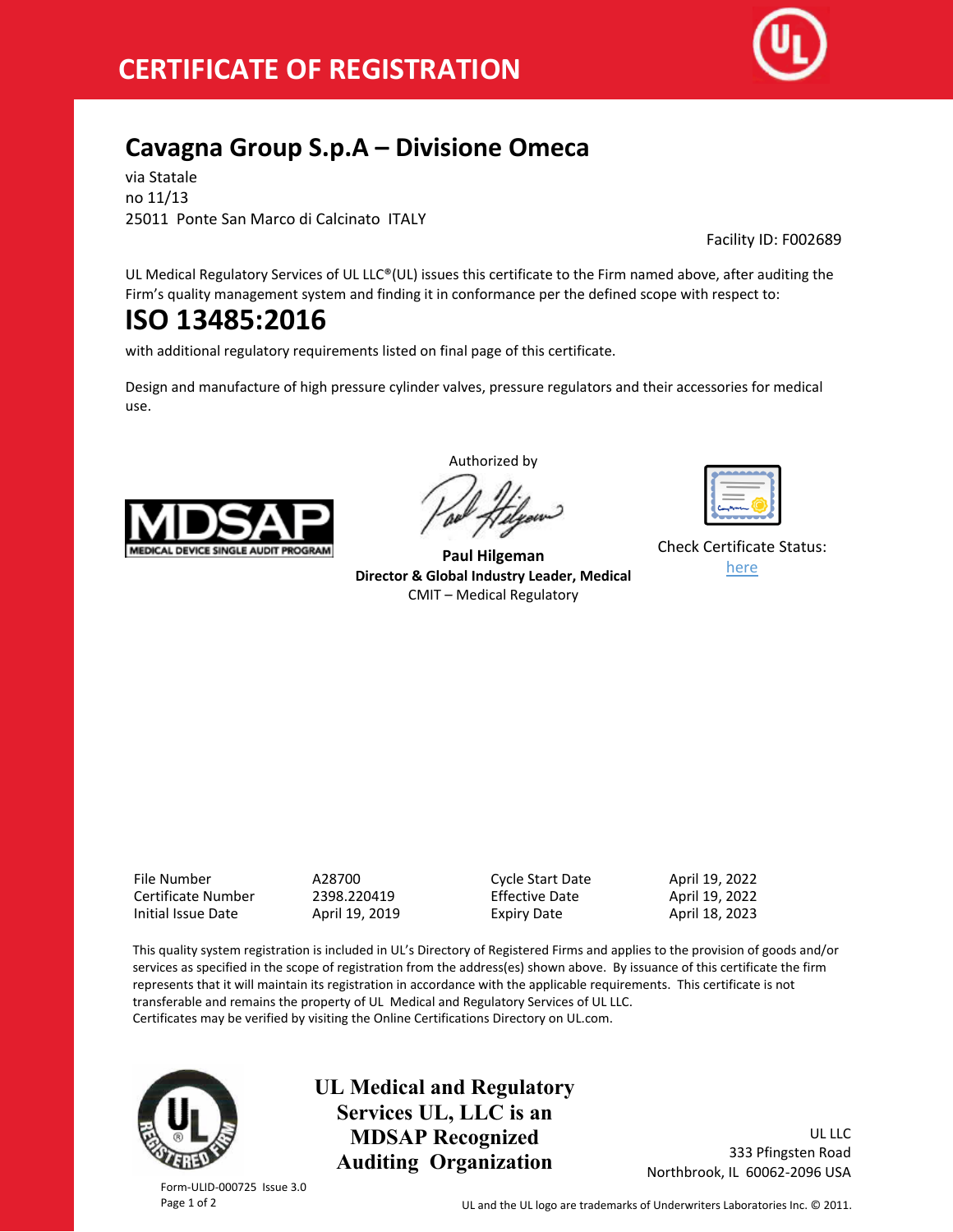# CERTIFICATE OF REGISTRATION

## Cavagna Group S.p.A – Divisione Omeca

via Statale
no 11/13
25011 Ponte San Marco di Calcinato ITALY

Facility ID: F002689

UL Medical Regulatory Services of UL LLC®(UL) issues this certificate to the Firm named above, after auditing the Firm's quality management system and finding it in conformance per the defined scope with respect to:

# ISO 13485:2016

with additional regulatory requirements listed on final page of this certificate.

Design and manufacture of high pressure cylinder valves, pressure regulators and their accessories for medical use.

MDSAP
MEDICAL DEVICE SINGLE AUDIT PROGRAM

Authorized by

**Paul Hilgeman**
**Director & Global Industry Leader, Medical**
CMIT – Medical Regulatory

Check Certificate Status:
here

| | | | |
|---|---|---|---|
| File Number | A28700 | Cycle Start Date | April 19, 2022 |
| Certificate Number | 2398.220419 | Effective Date | April 19, 2022 |
| Initial Issue Date | April 19, 2019 | Expiry Date | April 18, 2023 |

This quality system registration is included in UL's Directory of Registered Firms and applies to the provision of goods and/or services as specified in the scope of registration from the address(es) shown above. By issuance of this certificate the firm represents that it will maintain its registration in accordance with the applicable requirements. This certificate is not transferable and remains the property of UL Medical and Regulatory Services of UL LLC.
Certificates may be verified by visiting the Online Certifications Directory on UL.com.

UL REGISTERED FIRM

**UL Medical and Regulatory Services UL, LLC is an MDSAP Recognized Auditing Organization**

UL LLC
333 Pfingsten Road
Northbrook, IL 60062-2096 USA

Form-ULID-000725 Issue 3.0

UL and the UL logo are trademarks of Underwriters Laboratories Inc. © 2011.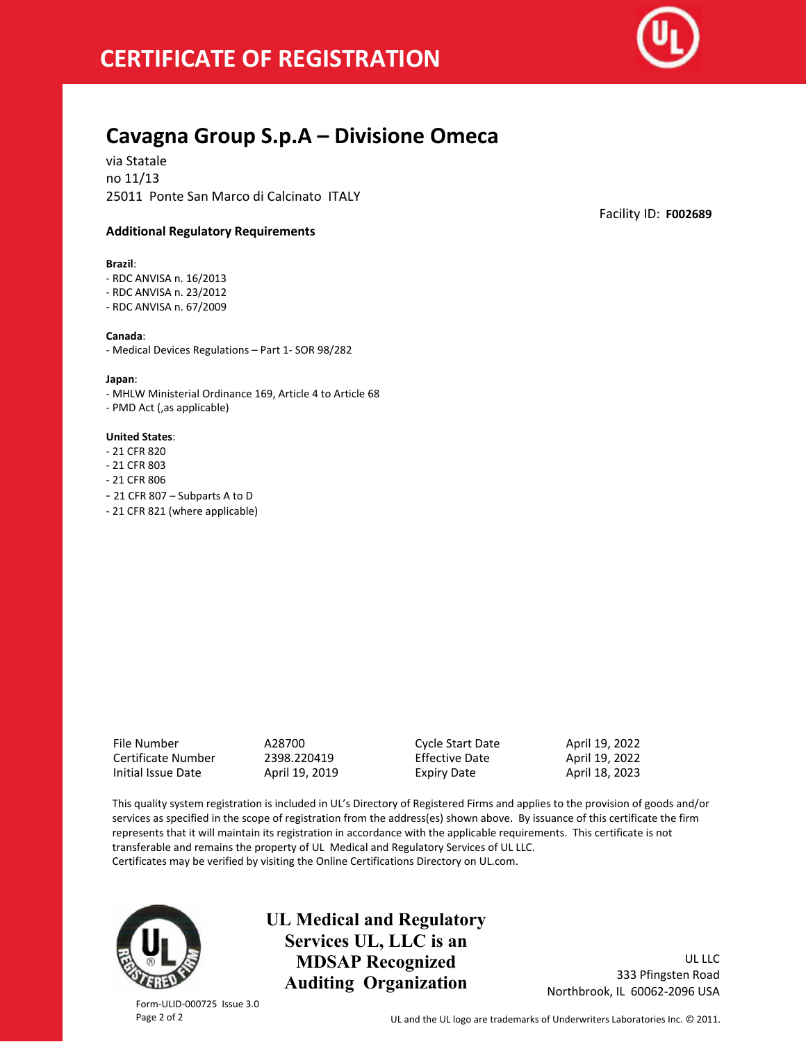# CERTIFICATE OF REGISTRATION

## Cavagna Group S.p.A – Divisione Omeca

via Statale
no 11/13
25011 Ponte San Marco di Calcinato ITALY

Facility ID: **F002689**

### Additional Regulatory Requirements

**Brazil**:
- RDC ANVISA n. 16/2013
- RDC ANVISA n. 23/2012
- RDC ANVISA n. 67/2009

**Canada**:
- Medical Devices Regulations – Part 1- SOR 98/282

**Japan**:
- MHLW Ministerial Ordinance 169, Article 4 to Article 68
- PMD Act (,as applicable)

**United States**:
- 21 CFR 820
- 21 CFR 803
- 21 CFR 806
- 21 CFR 807 – Subparts A to D
- 21 CFR 821 (where applicable)

| | | | |
|---|---|---|---|
| File Number | A28700 | Cycle Start Date | April 19, 2022 |
| Certificate Number | 2398.220419 | Effective Date | April 19, 2022 |
| Initial Issue Date | April 19, 2019 | Expiry Date | April 18, 2023 |

This quality system registration is included in UL's Directory of Registered Firms and applies to the provision of goods and/or services as specified in the scope of registration from the address(es) shown above. By issuance of this certificate the firm represents that it will maintain its registration in accordance with the applicable requirements. This certificate is not transferable and remains the property of UL Medical and Regulatory Services of UL LLC.
Certificates may be verified by visiting the Online Certifications Directory on UL.com.

**UL Medical and Regulatory Services UL, LLC is an MDSAP Recognized Auditing Organization**

UL LLC
333 Pfingsten Road
Northbrook, IL 60062-2096 USA

Form-ULID-000725 Issue 3.0

UL and the UL logo are trademarks of Underwriters Laboratories Inc. © 2011.